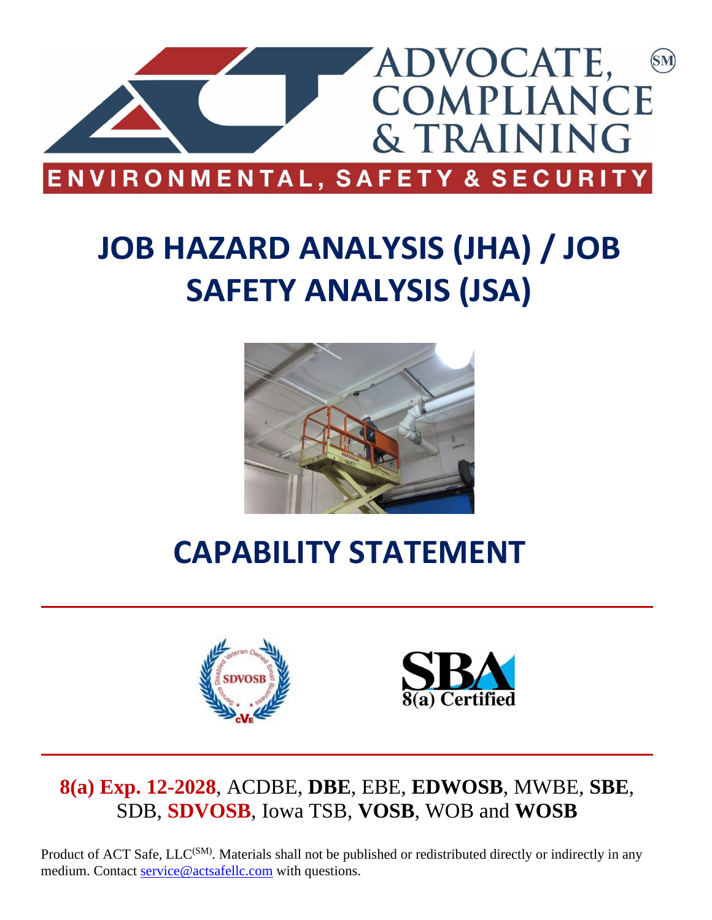ADVOCATE, COMPLIANCE & TRAINING

ENVIRONMENTAL, SAFETY & SECURITY

# JOB HAZARD ANALYSIS (JHA) / JOB SAFETY ANALYSIS (JSA)

# CAPABILITY STATEMENT

**8(a) Exp. 12-2028**, ACDBE, **DBE**, EBE, **EDWOSB**, MWBE, **SBE**, SDB, **SDVOSB**, Iowa TSB, **VOSB**, WOB and **WOSB**

Product of ACT Safe, LLC(SM). Materials shall not be published or redistributed directly or indirectly in any medium. Contact service@actsafellc.com with questions.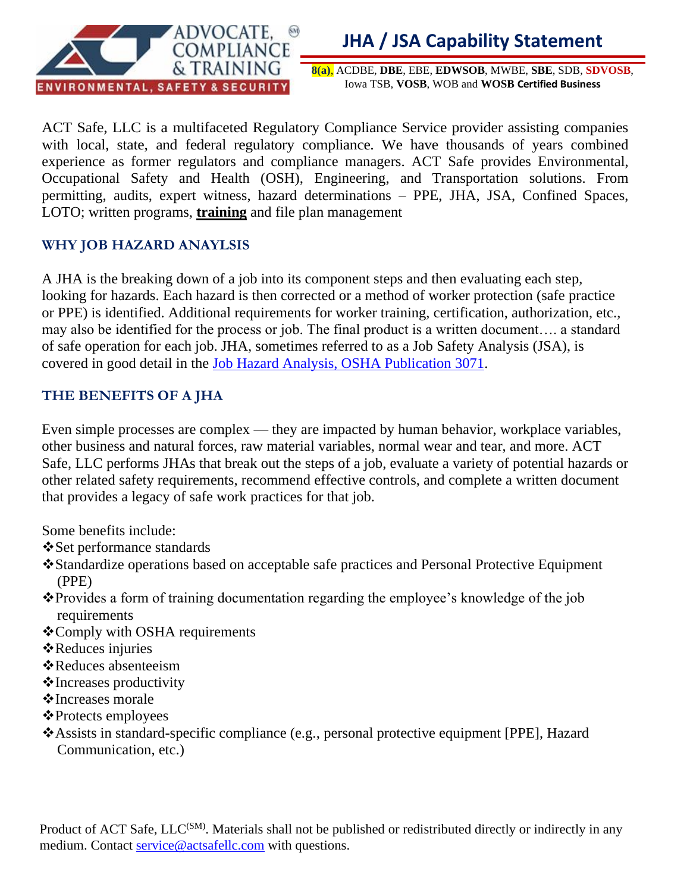# JHA / JSA Capability Statement

**8(a)**, ACDBE, **DBE**, EBE, **EDWSOB**, MWBE, **SBE**, SDB, **SDVOSB**, Iowa TSB, **VOSB**, WOB and **WOSB Certified Business**

ACT Safe, LLC is a multifaceted Regulatory Compliance Service provider assisting companies with local, state, and federal regulatory compliance. We have thousands of years combined experience as former regulators and compliance managers. ACT Safe provides Environmental, Occupational Safety and Health (OSH), Engineering, and Transportation solutions. From permitting, audits, expert witness, hazard determinations – PPE, JHA, JSA, Confined Spaces, LOTO; written programs, **training** and file plan management

## WHY JOB HAZARD ANAYLSIS

A JHA is the breaking down of a job into its component steps and then evaluating each step, looking for hazards. Each hazard is then corrected or a method of worker protection (safe practice or PPE) is identified. Additional requirements for worker training, certification, authorization, etc., may also be identified for the process or job. The final product is a written document…. a standard of safe operation for each job. JHA, sometimes referred to as a Job Safety Analysis (JSA), is covered in good detail in the Job Hazard Analysis, OSHA Publication 3071.

## THE BENEFITS OF A JHA

Even simple processes are complex — they are impacted by human behavior, workplace variables, other business and natural forces, raw material variables, normal wear and tear, and more. ACT Safe, LLC performs JHAs that break out the steps of a job, evaluate a variety of potential hazards or other related safety requirements, recommend effective controls, and complete a written document that provides a legacy of safe work practices for that job.

Some benefits include:

- Set performance standards
- Standardize operations based on acceptable safe practices and Personal Protective Equipment (PPE)
- Provides a form of training documentation regarding the employee's knowledge of the job requirements
- Comply with OSHA requirements
- Reduces injuries
- Reduces absenteeism
- Increases productivity
- Increases morale
- Protects employees
- Assists in standard-specific compliance (e.g., personal protective equipment [PPE], Hazard Communication, etc.)

Product of ACT Safe, LLC(SM). Materials shall not be published or redistributed directly or indirectly in any medium. Contact service@actsafellc.com with questions.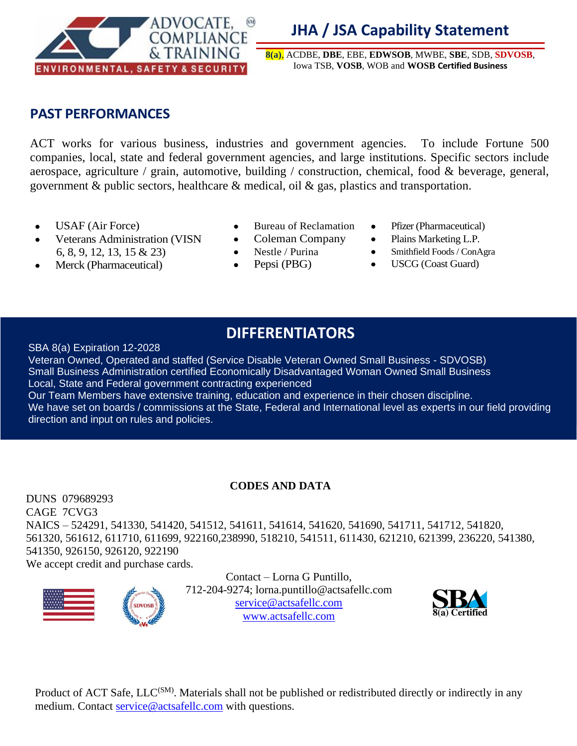# JHA / JSA Capability Statement

**8(a)**, ACDBE, **DBE**, EBE, **EDWSOB**, MWBE, **SBE**, SDB, **SDVOSB**, Iowa TSB, **VOSB**, WOB and **WOSB Certified Business**

## PAST PERFORMANCES

ACT works for various business, industries and government agencies. To include Fortune 500 companies, local, state and federal government agencies, and large institutions. Specific sectors include aerospace, agriculture / grain, automotive, building / construction, chemical, food & beverage, general, government & public sectors, healthcare & medical, oil & gas, plastics and transportation.

- USAF (Air Force)
- Veterans Administration (VISN 6, 8, 9, 12, 13, 15 & 23)
- Merck (Pharmaceutical)
- Bureau of Reclamation
- Coleman Company
- Nestle / Purina
- Pepsi (PBG)
- Pfizer (Pharmaceutical)
- Plains Marketing L.P.
- Smithfield Foods / ConAgra
- USCG (Coast Guard)

## DIFFERENTIATORS

SBA 8(a) Expiration 12-2028
Veteran Owned, Operated and staffed (Service Disable Veteran Owned Small Business - SDVOSB)
Small Business Administration certified Economically Disadvantaged Woman Owned Small Business
Local, State and Federal government contracting experienced
Our Team Members have extensive training, education and experience in their chosen discipline.
We have set on boards / commissions at the State, Federal and International level as experts in our field providing direction and input on rules and policies.

**CODES AND DATA**

DUNS 079689293
CAGE 7CVG3
NAICS – 524291, 541330, 541420, 541512, 541611, 541614, 541620, 541690, 541711, 541712, 541820, 561320, 561612, 611710, 611699, 922160,238990, 518210, 541511, 611430, 621210, 621399, 236220, 541380, 541350, 926150, 926120, 922190
We accept credit and purchase cards.

Contact – Lorna G Puntillo,
712-204-9274; lorna.puntillo@actsafellc.com
service@actsafellc.com
www.actsafellc.com

Product of ACT Safe, LLC(SM). Materials shall not be published or redistributed directly or indirectly in any medium. Contact service@actsafellc.com with questions.